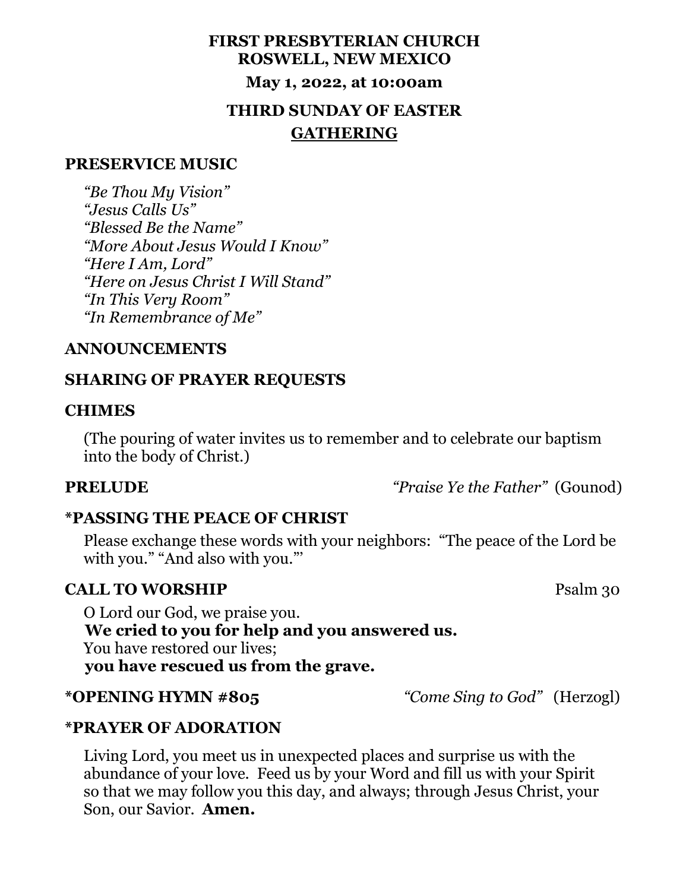**FIRST PRESBYTERIAN CHURCH**
**ROSWELL, NEW MEXICO**

**May 1, 2022, at 10:00am**

# THIRD SUNDAY OF EASTER

## GATHERING

**PRESERVICE MUSIC**

*"Be Thou My Vision"*
*"Jesus Calls Us"*
*"Blessed Be the Name"*
*"More About Jesus Would I Know"*
*"Here I Am, Lord"*
*"Here on Jesus Christ I Will Stand"*
*"In This Very Room"*
*"In Remembrance of Me"*

**ANNOUNCEMENTS**

**SHARING OF PRAYER REQUESTS**

**CHIMES**

(The pouring of water invites us to remember and to celebrate our baptism into the body of Christ.)

**PRELUDE** *"Praise Ye the Father"* (Gounod)

**\*PASSING THE PEACE OF CHRIST**

Please exchange these words with your neighbors: "The peace of the Lord be with you." "And also with you."'

**CALL TO WORSHIP** Psalm 30

O Lord our God, we praise you.
**We cried to you for help and you answered us.**
You have restored our lives;
**you have rescued us from the grave.**

**\*OPENING HYMN #805** *"Come Sing to God"* (Herzogl)

**\*PRAYER OF ADORATION**

Living Lord, you meet us in unexpected places and surprise us with the abundance of your love. Feed us by your Word and fill us with your Spirit so that we may follow you this day, and always; through Jesus Christ, your Son, our Savior. **Amen.**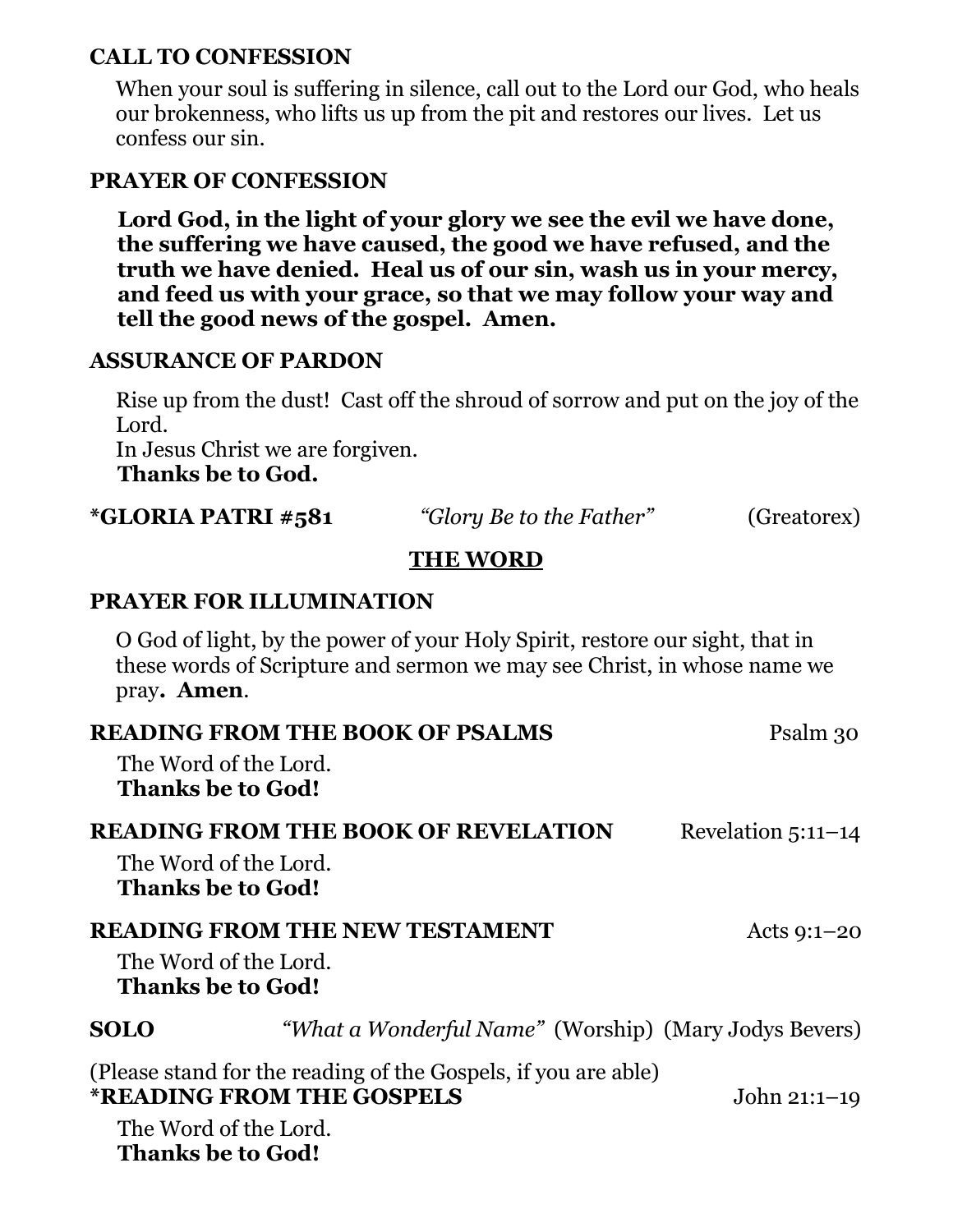**CALL TO CONFESSION**

When your soul is suffering in silence, call out to the Lord our God, who heals our brokenness, who lifts us up from the pit and restores our lives. Let us confess our sin.

**PRAYER OF CONFESSION**

**Lord God, in the light of your glory we see the evil we have done, the suffering we have caused, the good we have refused, and the truth we have denied. Heal us of our sin, wash us in your mercy, and feed us with your grace, so that we may follow your way and tell the good news of the gospel. Amen.**

**ASSURANCE OF PARDON**

Rise up from the dust! Cast off the shroud of sorrow and put on the joy of the Lord.
In Jesus Christ we are forgiven.
**Thanks be to God.**

**\*GLORIA PATRI #581** *"Glory Be to the Father"* (Greatorex)

## THE WORD

**PRAYER FOR ILLUMINATION**

O God of light, by the power of your Holy Spirit, restore our sight, that in these words of Scripture and sermon we may see Christ, in whose name we pray**. Amen**.

**READING FROM THE BOOK OF PSALMS** Psalm 30

The Word of the Lord.
**Thanks be to God!**

**READING FROM THE BOOK OF REVELATION** Revelation 5:11–14

The Word of the Lord.
**Thanks be to God!**

**READING FROM THE NEW TESTAMENT** Acts 9:1–20

The Word of the Lord.
**Thanks be to God!**

**SOLO** *"What a Wonderful Name"* (Worship) (Mary Jodys Bevers)

(Please stand for the reading of the Gospels, if you are able)
**\*READING FROM THE GOSPELS** John 21:1–19

The Word of the Lord.
**Thanks be to God!**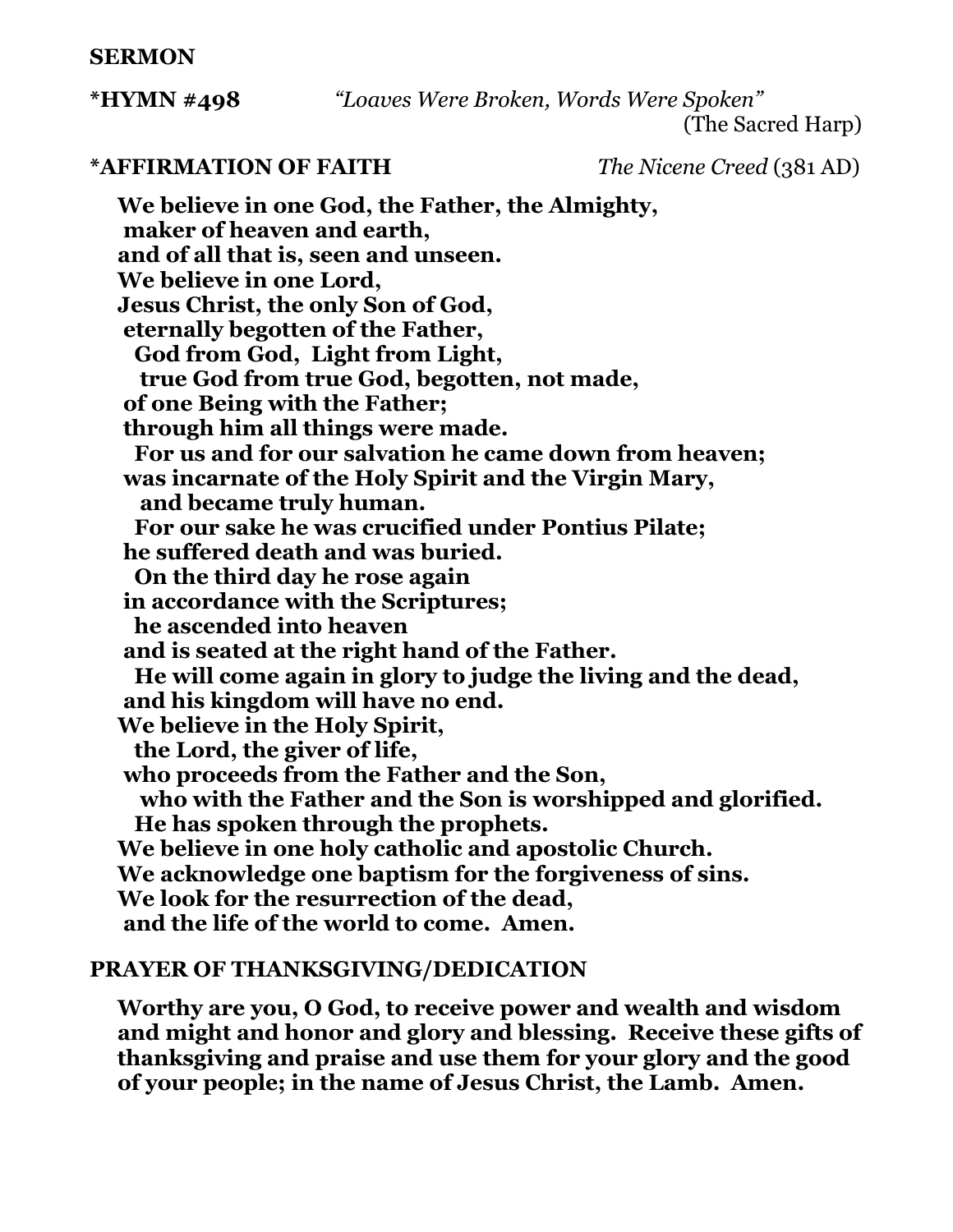**SERMON**

**\*HYMN #498** *"Loaves Were Broken, Words Were Spoken"*
(The Sacred Harp)

**\*AFFIRMATION OF FAITH** *The Nicene Creed* (381 AD)

**We believe in one God, the Father, the Almighty,**
**maker of heaven and earth,**
**and of all that is, seen and unseen.**
**We believe in one Lord,**
**Jesus Christ, the only Son of God,**
**eternally begotten of the Father,**
**God from God, Light from Light,**
**true God from true God, begotten, not made,**
**of one Being with the Father;**
**through him all things were made.**
**For us and for our salvation he came down from heaven;**
**was incarnate of the Holy Spirit and the Virgin Mary,**
**and became truly human.**
**For our sake he was crucified under Pontius Pilate;**
**he suffered death and was buried.**
**On the third day he rose again**
**in accordance with the Scriptures;**
**he ascended into heaven**
**and is seated at the right hand of the Father.**
**He will come again in glory to judge the living and the dead,**
**and his kingdom will have no end.**
**We believe in the Holy Spirit,**
**the Lord, the giver of life,**
**who proceeds from the Father and the Son,**
**who with the Father and the Son is worshipped and glorified.**
**He has spoken through the prophets.**
**We believe in one holy catholic and apostolic Church.**
**We acknowledge one baptism for the forgiveness of sins.**
**We look for the resurrection of the dead,**
**and the life of the world to come. Amen.**

**PRAYER OF THANKSGIVING/DEDICATION**

**Worthy are you, O God, to receive power and wealth and wisdom and might and honor and glory and blessing. Receive these gifts of thanksgiving and praise and use them for your glory and the good of your people; in the name of Jesus Christ, the Lamb. Amen.**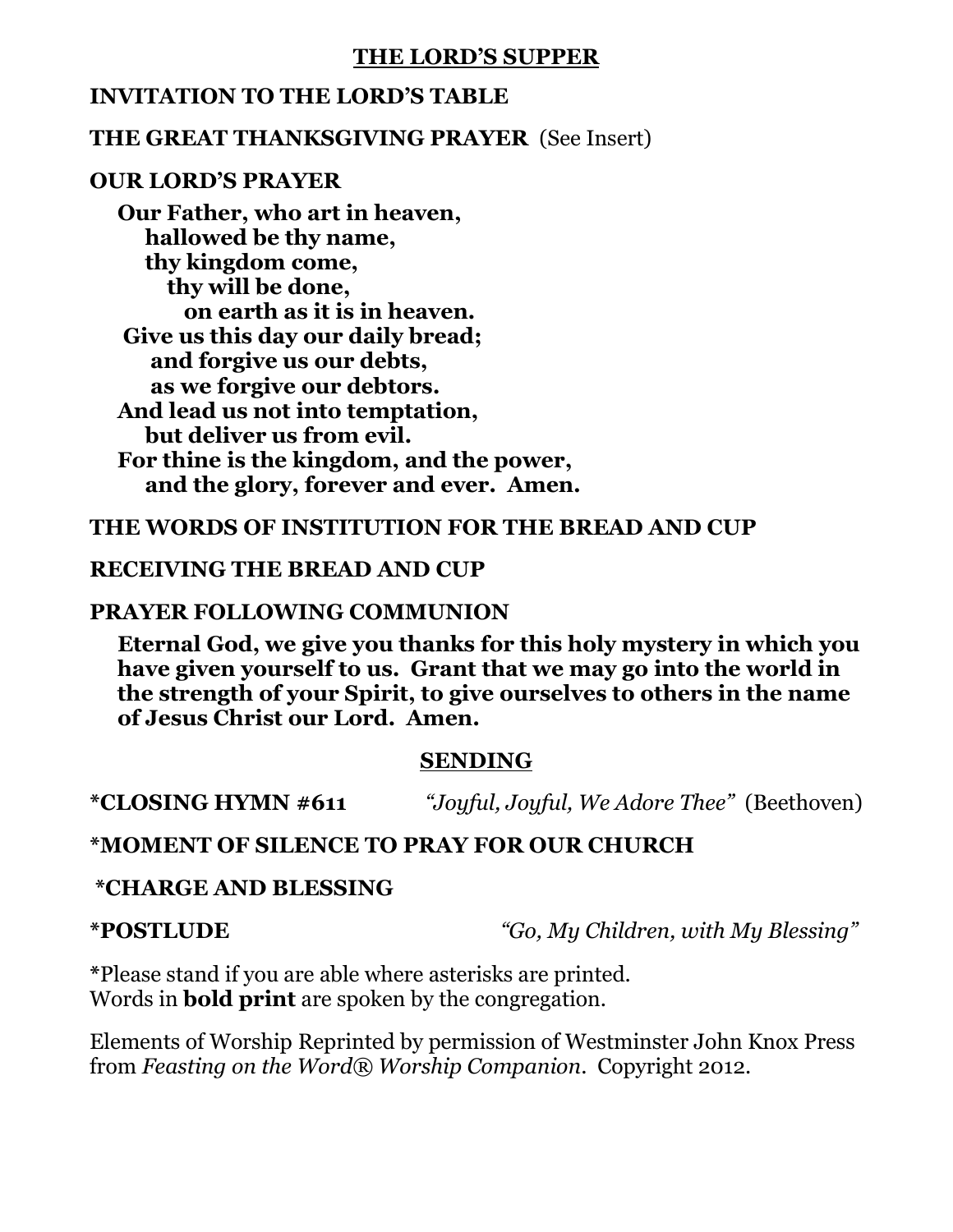## THE LORD'S SUPPER

**INVITATION TO THE LORD'S TABLE**

**THE GREAT THANKSGIVING PRAYER** (See Insert)

**OUR LORD'S PRAYER**

**Our Father, who art in heaven,**
**hallowed be thy name,**
**thy kingdom come,**
**thy will be done,**
**on earth as it is in heaven.**
**Give us this day our daily bread;**
**and forgive us our debts,**
**as we forgive our debtors.**
**And lead us not into temptation,**
**but deliver us from evil.**
**For thine is the kingdom, and the power,**
**and the glory, forever and ever. Amen.**

**THE WORDS OF INSTITUTION FOR THE BREAD AND CUP**

**RECEIVING THE BREAD AND CUP**

**PRAYER FOLLOWING COMMUNION**

**Eternal God, we give you thanks for this holy mystery in which you have given yourself to us. Grant that we may go into the world in the strength of your Spirit, to give ourselves to others in the name of Jesus Christ our Lord. Amen.**

## SENDING

**\*CLOSING HYMN #611** *"Joyful, Joyful, We Adore Thee"* (Beethoven)

**\*MOMENT OF SILENCE TO PRAY FOR OUR CHURCH**

**\*CHARGE AND BLESSING**

**\*POSTLUDE** *"Go, My Children, with My Blessing"*

\*Please stand if you are able where asterisks are printed.
Words in **bold print** are spoken by the congregation.

Elements of Worship Reprinted by permission of Westminster John Knox Press from *Feasting on the Word® Worship Companion*. Copyright 2012.